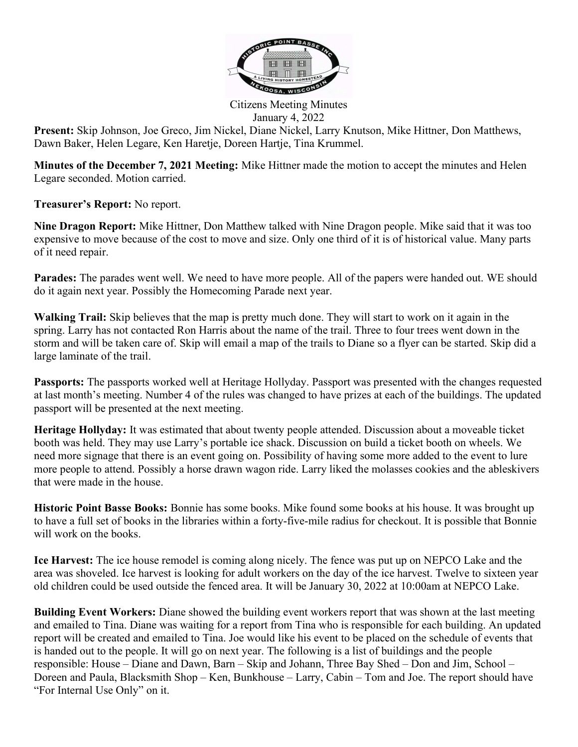Citizens Meeting Minutes
January 4, 2022

**Present:** Skip Johnson, Joe Greco, Jim Nickel, Diane Nickel, Larry Knutson, Mike Hittner, Don Matthews, Dawn Baker, Helen Legare, Ken Haretje, Doreen Hartje, Tina Krummel.

**Minutes of the December 7, 2021 Meeting:** Mike Hittner made the motion to accept the minutes and Helen Legare seconded. Motion carried.

**Treasurer's Report:** No report.

**Nine Dragon Report:** Mike Hittner, Don Matthew talked with Nine Dragon people. Mike said that it was too expensive to move because of the cost to move and size. Only one third of it is of historical value. Many parts of it need repair.

**Parades:** The parades went well. We need to have more people. All of the papers were handed out. WE should do it again next year. Possibly the Homecoming Parade next year.

**Walking Trail:** Skip believes that the map is pretty much done. They will start to work on it again in the spring. Larry has not contacted Ron Harris about the name of the trail. Three to four trees went down in the storm and will be taken care of. Skip will email a map of the trails to Diane so a flyer can be started. Skip did a large laminate of the trail.

**Passports:** The passports worked well at Heritage Hollyday. Passport was presented with the changes requested at last month's meeting. Number 4 of the rules was changed to have prizes at each of the buildings. The updated passport will be presented at the next meeting.

**Heritage Hollyday:** It was estimated that about twenty people attended. Discussion about a moveable ticket booth was held. They may use Larry's portable ice shack. Discussion on build a ticket booth on wheels. We need more signage that there is an event going on. Possibility of having some more added to the event to lure more people to attend. Possibly a horse drawn wagon ride. Larry liked the molasses cookies and the ableskivers that were made in the house.

**Historic Point Basse Books:** Bonnie has some books. Mike found some books at his house. It was brought up to have a full set of books in the libraries within a forty-five-mile radius for checkout. It is possible that Bonnie will work on the books.

**Ice Harvest:** The ice house remodel is coming along nicely. The fence was put up on NEPCO Lake and the area was shoveled. Ice harvest is looking for adult workers on the day of the ice harvest. Twelve to sixteen year old children could be used outside the fenced area. It will be January 30, 2022 at 10:00am at NEPCO Lake.

**Building Event Workers:** Diane showed the building event workers report that was shown at the last meeting and emailed to Tina. Diane was waiting for a report from Tina who is responsible for each building. An updated report will be created and emailed to Tina. Joe would like his event to be placed on the schedule of events that is handed out to the people. It will go on next year. The following is a list of buildings and the people responsible: House – Diane and Dawn, Barn – Skip and Johann, Three Bay Shed – Don and Jim, School – Doreen and Paula, Blacksmith Shop – Ken, Bunkhouse – Larry, Cabin – Tom and Joe. The report should have "For Internal Use Only" on it.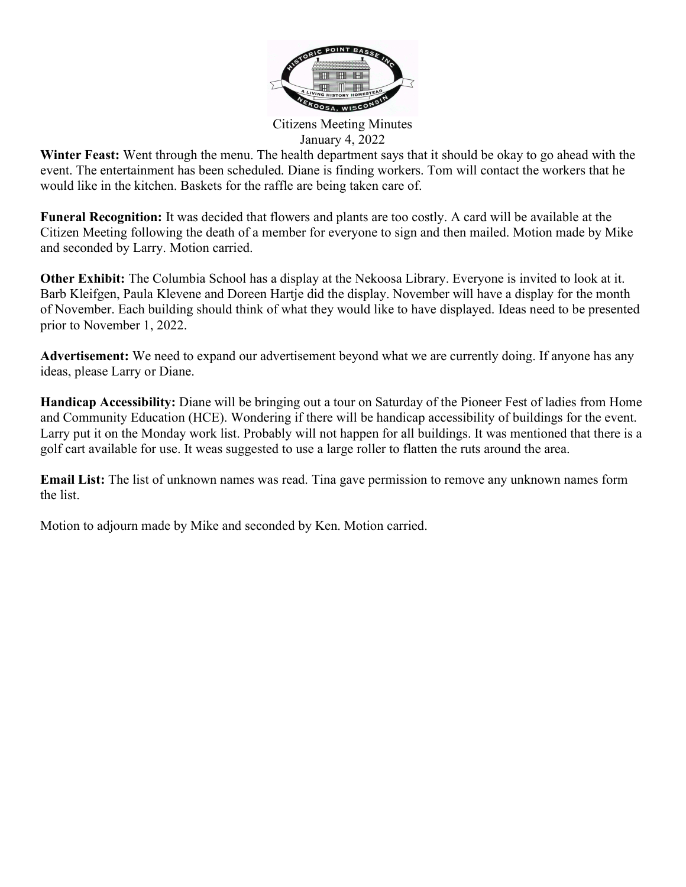Citizens Meeting Minutes

January 4, 2022

**Winter Feast:** Went through the menu. The health department says that it should be okay to go ahead with the event. The entertainment has been scheduled. Diane is finding workers. Tom will contact the workers that he would like in the kitchen. Baskets for the raffle are being taken care of.

**Funeral Recognition:** It was decided that flowers and plants are too costly. A card will be available at the Citizen Meeting following the death of a member for everyone to sign and then mailed. Motion made by Mike and seconded by Larry. Motion carried.

**Other Exhibit:** The Columbia School has a display at the Nekoosa Library. Everyone is invited to look at it. Barb Kleifgen, Paula Klevene and Doreen Hartje did the display. November will have a display for the month of November. Each building should think of what they would like to have displayed. Ideas need to be presented prior to November 1, 2022.

**Advertisement:** We need to expand our advertisement beyond what we are currently doing. If anyone has any ideas, please Larry or Diane.

**Handicap Accessibility:** Diane will be bringing out a tour on Saturday of the Pioneer Fest of ladies from Home and Community Education (HCE). Wondering if there will be handicap accessibility of buildings for the event. Larry put it on the Monday work list. Probably will not happen for all buildings. It was mentioned that there is a golf cart available for use. It weas suggested to use a large roller to flatten the ruts around the area.

**Email List:** The list of unknown names was read. Tina gave permission to remove any unknown names form the list.

Motion to adjourn made by Mike and seconded by Ken. Motion carried.